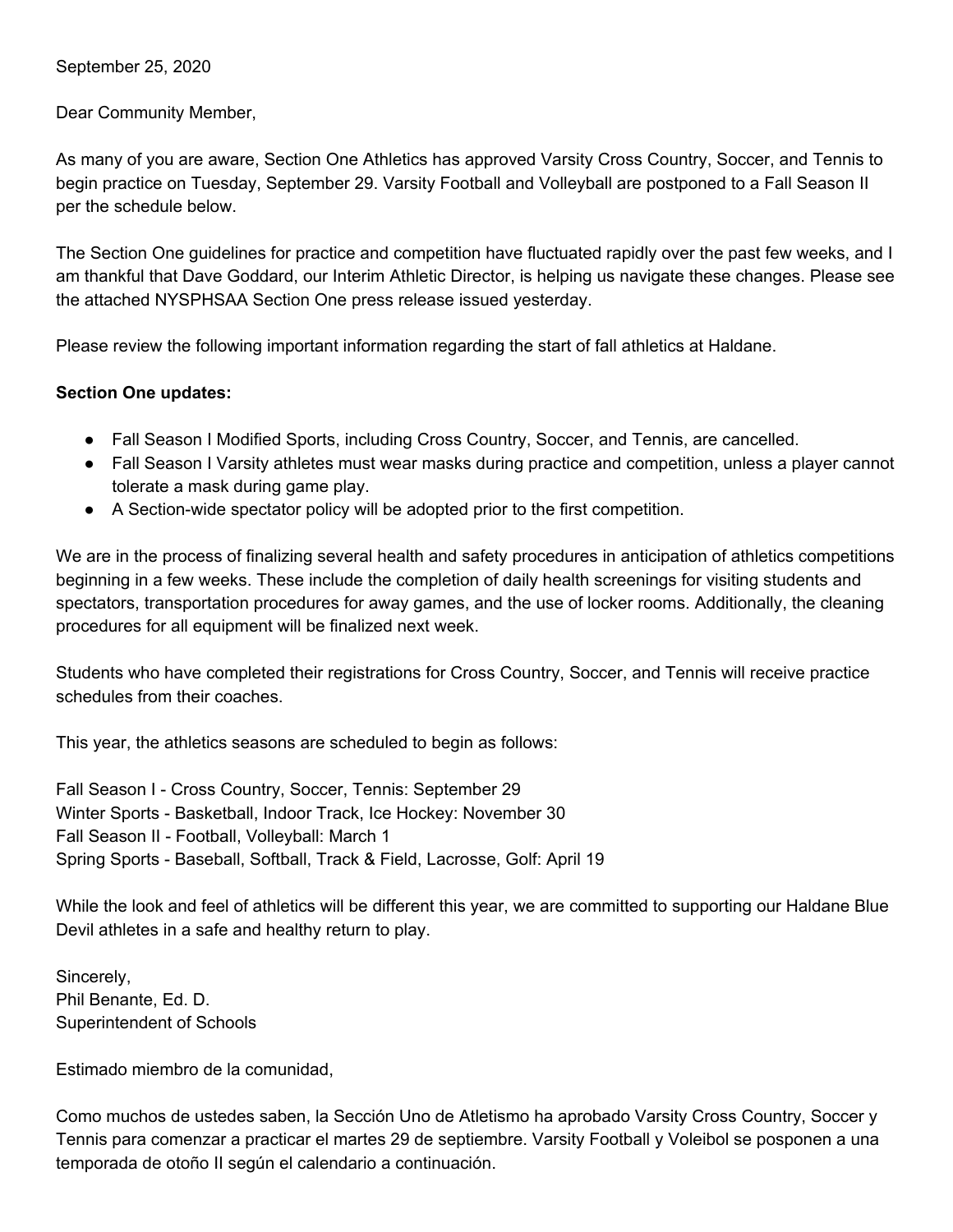September 25, 2020

Dear Community Member,

As many of you are aware, Section One Athletics has approved Varsity Cross Country, Soccer, and Tennis to begin practice on Tuesday, September 29. Varsity Football and Volleyball are postponed to a Fall Season II per the schedule below.

The Section One guidelines for practice and competition have fluctuated rapidly over the past few weeks, and I am thankful that Dave Goddard, our Interim Athletic Director, is helping us navigate these changes. Please see the attached NYSPHSAA Section One press release issued yesterday.

Please review the following important information regarding the start of fall athletics at Haldane.

**Section One updates:**

- Fall Season I Modified Sports, including Cross Country, Soccer, and Tennis, are cancelled.
- Fall Season I Varsity athletes must wear masks during practice and competition, unless a player cannot tolerate a mask during game play.
- A Section-wide spectator policy will be adopted prior to the first competition.

We are in the process of finalizing several health and safety procedures in anticipation of athletics competitions beginning in a few weeks. These include the completion of daily health screenings for visiting students and spectators, transportation procedures for away games, and the use of locker rooms. Additionally, the cleaning procedures for all equipment will be finalized next week.

Students who have completed their registrations for Cross Country, Soccer, and Tennis will receive practice schedules from their coaches.

This year, the athletics seasons are scheduled to begin as follows:

Fall Season I - Cross Country, Soccer, Tennis: September 29
Winter Sports - Basketball, Indoor Track, Ice Hockey: November 30
Fall Season II - Football, Volleyball: March 1
Spring Sports - Baseball, Softball, Track & Field, Lacrosse, Golf: April 19

While the look and feel of athletics will be different this year, we are committed to supporting our Haldane Blue Devil athletes in a safe and healthy return to play.

Sincerely,
Phil Benante, Ed. D.
Superintendent of Schools

Estimado miembro de la comunidad,

Como muchos de ustedes saben, la Sección Uno de Atletismo ha aprobado Varsity Cross Country, Soccer y Tennis para comenzar a practicar el martes 29 de septiembre. Varsity Football y Voleibol se posponen a una temporada de otoño II según el calendario a continuación.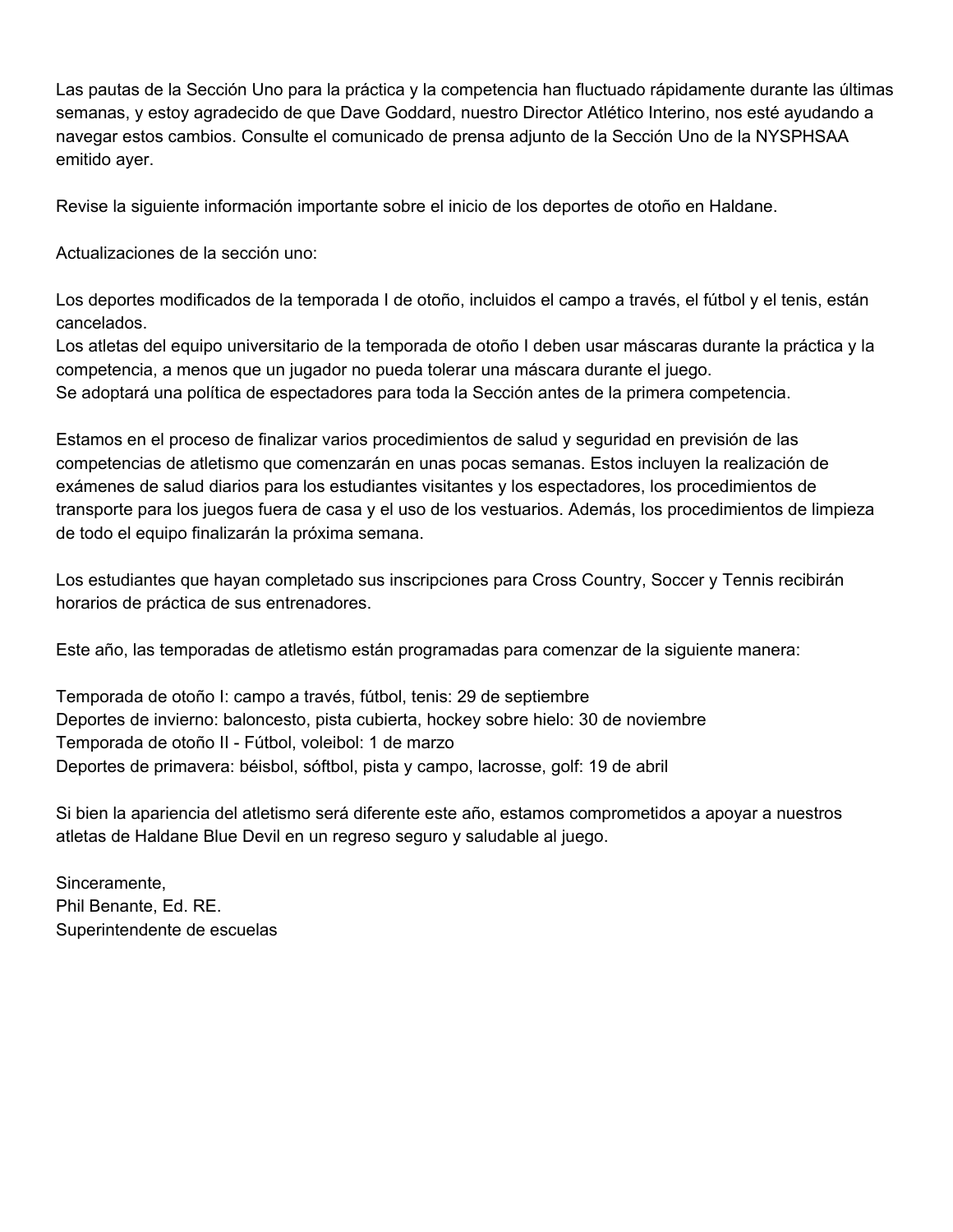Las pautas de la Sección Uno para la práctica y la competencia han fluctuado rápidamente durante las últimas semanas, y estoy agradecido de que Dave Goddard, nuestro Director Atlético Interino, nos esté ayudando a navegar estos cambios. Consulte el comunicado de prensa adjunto de la Sección Uno de la NYSPHSAA emitido ayer.

Revise la siguiente información importante sobre el inicio de los deportes de otoño en Haldane.

Actualizaciones de la sección uno:

Los deportes modificados de la temporada I de otoño, incluidos el campo a través, el fútbol y el tenis, están cancelados.
Los atletas del equipo universitario de la temporada de otoño I deben usar máscaras durante la práctica y la competencia, a menos que un jugador no pueda tolerar una máscara durante el juego.
Se adoptará una política de espectadores para toda la Sección antes de la primera competencia.

Estamos en el proceso de finalizar varios procedimientos de salud y seguridad en previsión de las competencias de atletismo que comenzarán en unas pocas semanas. Estos incluyen la realización de exámenes de salud diarios para los estudiantes visitantes y los espectadores, los procedimientos de transporte para los juegos fuera de casa y el uso de los vestuarios. Además, los procedimientos de limpieza de todo el equipo finalizarán la próxima semana.

Los estudiantes que hayan completado sus inscripciones para Cross Country, Soccer y Tennis recibirán horarios de práctica de sus entrenadores.

Este año, las temporadas de atletismo están programadas para comenzar de la siguiente manera:

Temporada de otoño I: campo a través, fútbol, tenis: 29 de septiembre
Deportes de invierno: baloncesto, pista cubierta, hockey sobre hielo: 30 de noviembre
Temporada de otoño II - Fútbol, voleibol: 1 de marzo
Deportes de primavera: béisbol, sóftbol, pista y campo, lacrosse, golf: 19 de abril

Si bien la apariencia del atletismo será diferente este año, estamos comprometidos a apoyar a nuestros atletas de Haldane Blue Devil en un regreso seguro y saludable al juego.

Sinceramente,
Phil Benante, Ed. RE.
Superintendente de escuelas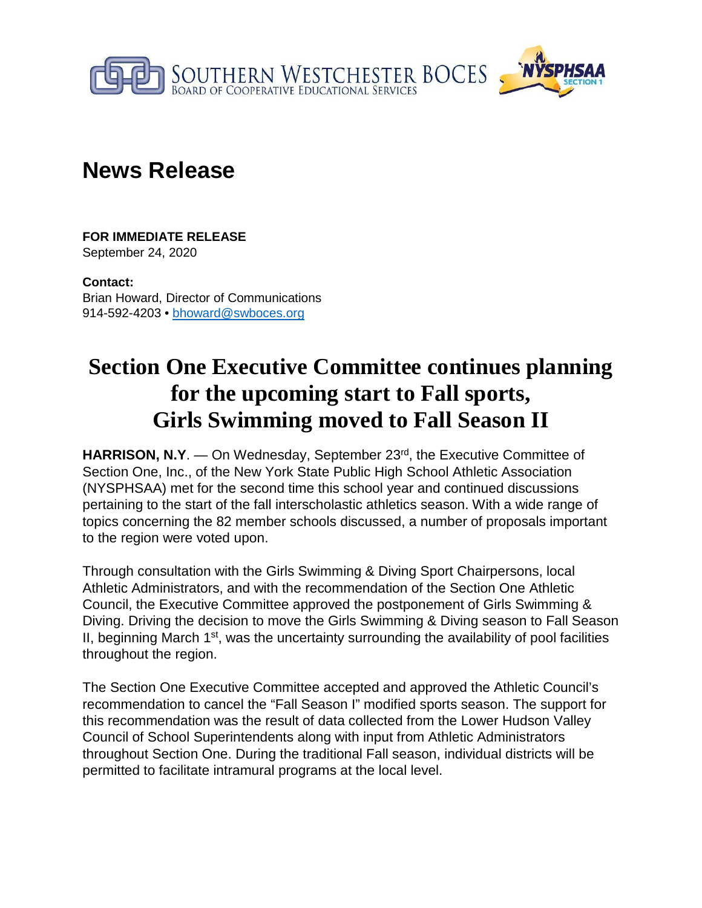SOUTHERN WESTCHESTER BOCES
BOARD OF COOPERATIVE EDUCATIONAL SERVICES

NYSPHSAA SECTION 1

# News Release

**FOR IMMEDIATE RELEASE**
September 24, 2020

**Contact:**
Brian Howard, Director of Communications
914-592-4203 • bhoward@swboces.org

# Section One Executive Committee continues planning for the upcoming start to Fall sports, Girls Swimming moved to Fall Season II

**HARRISON, N.Y**. — On Wednesday, September 23rd, the Executive Committee of Section One, Inc., of the New York State Public High School Athletic Association (NYSPHSAA) met for the second time this school year and continued discussions pertaining to the start of the fall interscholastic athletics season. With a wide range of topics concerning the 82 member schools discussed, a number of proposals important to the region were voted upon.

Through consultation with the Girls Swimming & Diving Sport Chairpersons, local Athletic Administrators, and with the recommendation of the Section One Athletic Council, the Executive Committee approved the postponement of Girls Swimming & Diving. Driving the decision to move the Girls Swimming & Diving season to Fall Season II, beginning March 1st, was the uncertainty surrounding the availability of pool facilities throughout the region.

The Section One Executive Committee accepted and approved the Athletic Council's recommendation to cancel the "Fall Season I" modified sports season. The support for this recommendation was the result of data collected from the Lower Hudson Valley Council of School Superintendents along with input from Athletic Administrators throughout Section One. During the traditional Fall season, individual districts will be permitted to facilitate intramural programs at the local level.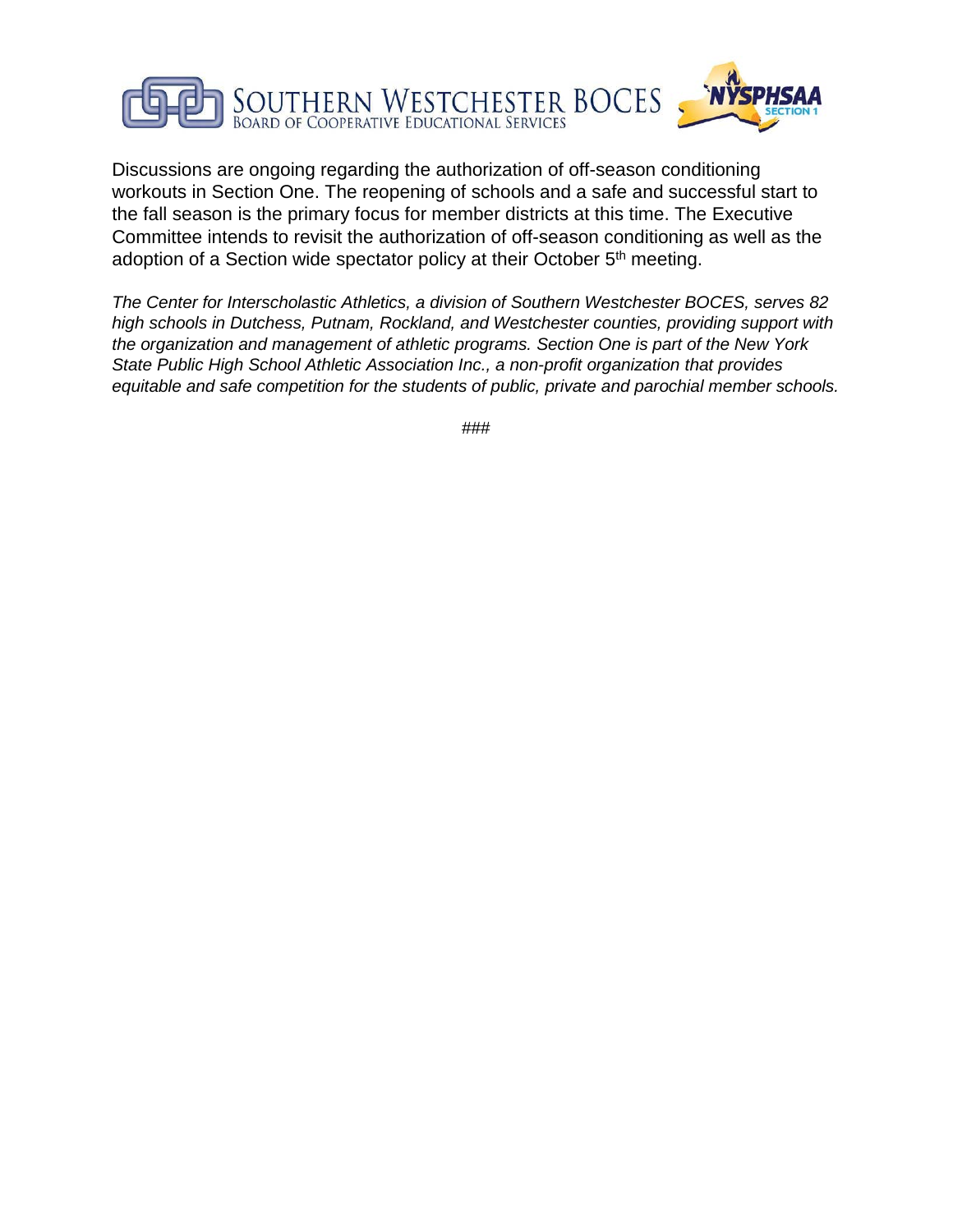Discussions are ongoing regarding the authorization of off-season conditioning workouts in Section One. The reopening of schools and a safe and successful start to the fall season is the primary focus for member districts at this time. The Executive Committee intends to revisit the authorization of off-season conditioning as well as the adoption of a Section wide spectator policy at their October 5th meeting.

*The Center for Interscholastic Athletics, a division of Southern Westchester BOCES, serves 82 high schools in Dutchess, Putnam, Rockland, and Westchester counties, providing support with the organization and management of athletic programs. Section One is part of the New York State Public High School Athletic Association Inc., a non-profit organization that provides equitable and safe competition for the students of public, private and parochial member schools.*

###